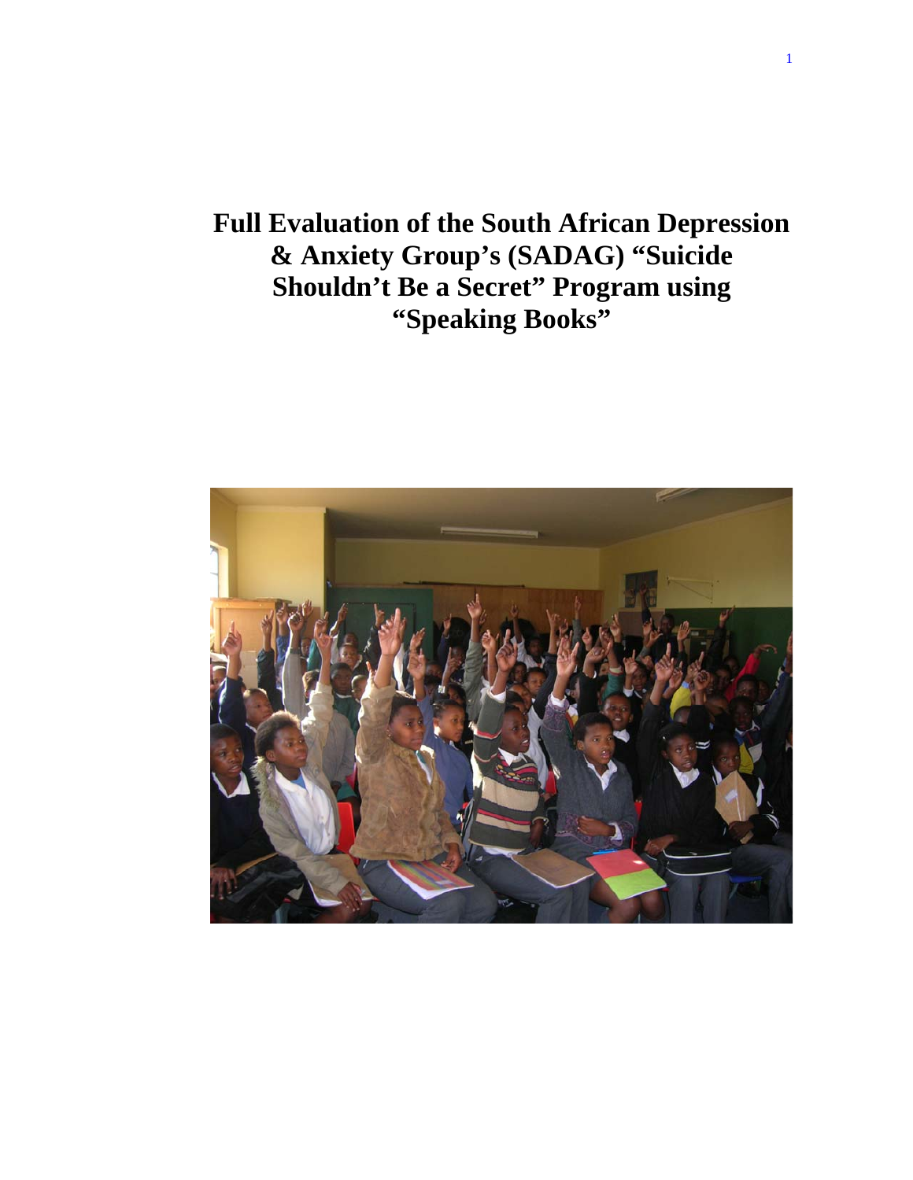# Full Evaluation of the South African Depression & Anxiety Group's (SADAG) "Suicide Shouldn't Be a Secret" Program using "Speaking Books"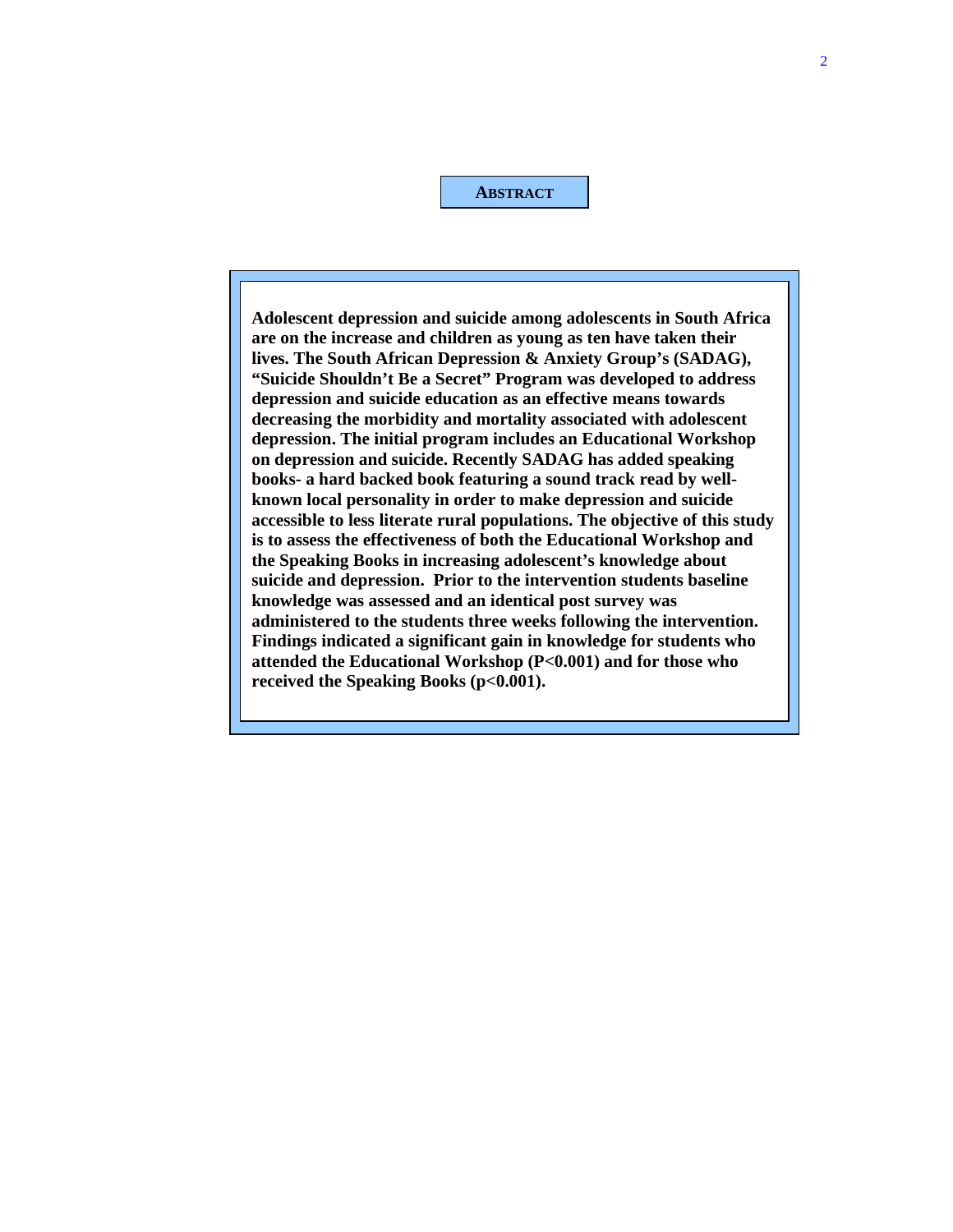## ABSTRACT

**Adolescent depression and suicide among adolescents in South Africa are on the increase and children as young as ten have taken their lives. The South African Depression & Anxiety Group's (SADAG), "Suicide Shouldn't Be a Secret" Program was developed to address depression and suicide education as an effective means towards decreasing the morbidity and mortality associated with adolescent depression. The initial program includes an Educational Workshop on depression and suicide. Recently SADAG has added speaking books- a hard backed book featuring a sound track read by well-known local personality in order to make depression and suicide accessible to less literate rural populations. The objective of this study is to assess the effectiveness of both the Educational Workshop and the Speaking Books in increasing adolescent's knowledge about suicide and depression. Prior to the intervention students baseline knowledge was assessed and an identical post survey was administered to the students three weeks following the intervention. Findings indicated a significant gain in knowledge for students who attended the Educational Workshop ($P<0.001$) and for those who received the Speaking Books ($p<0.001$).**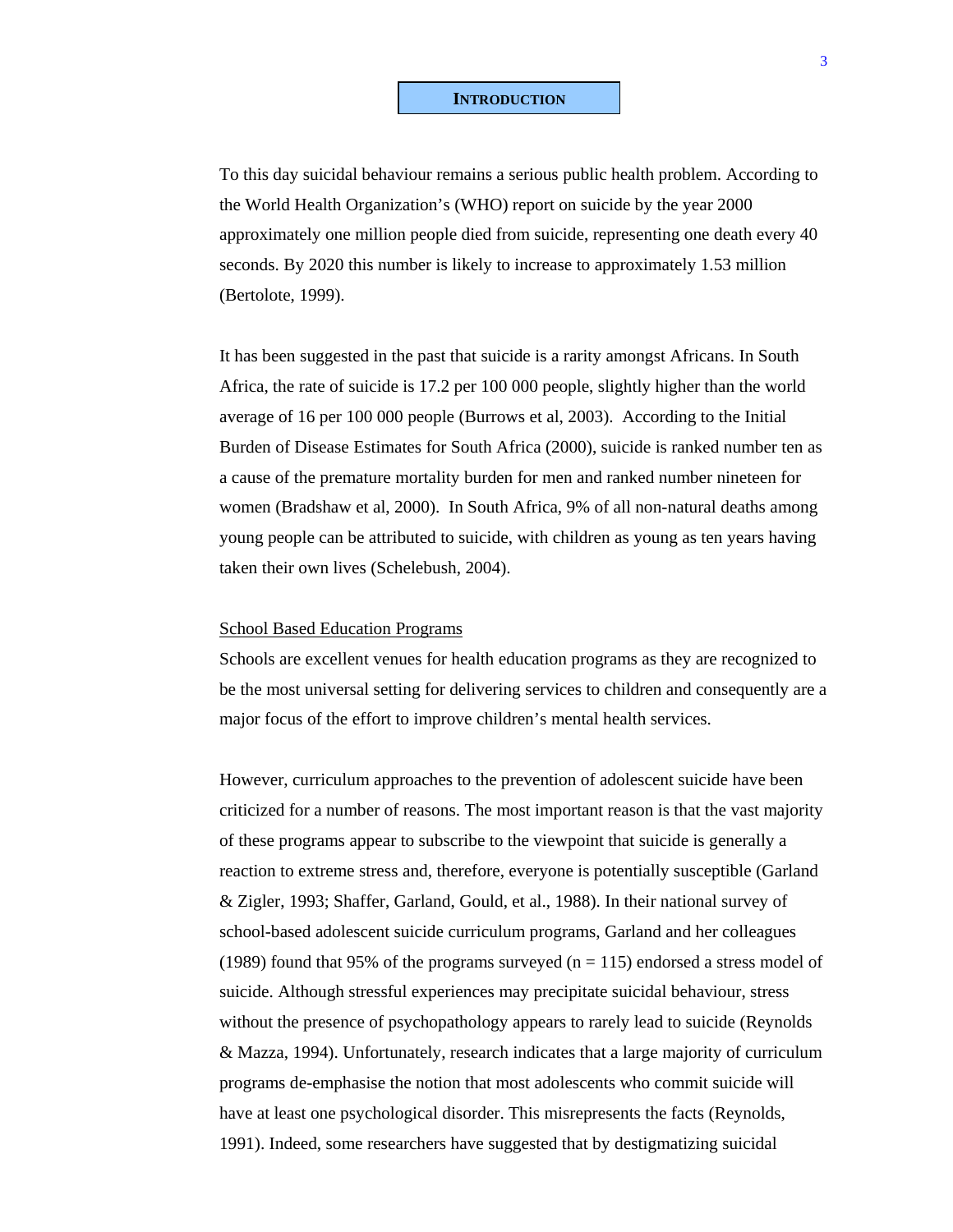# INTRODUCTION

To this day suicidal behaviour remains a serious public health problem. According to the World Health Organization's (WHO) report on suicide by the year 2000 approximately one million people died from suicide, representing one death every 40 seconds. By 2020 this number is likely to increase to approximately 1.53 million (Bertolote, 1999).

It has been suggested in the past that suicide is a rarity amongst Africans. In South Africa, the rate of suicide is 17.2 per 100 000 people, slightly higher than the world average of 16 per 100 000 people (Burrows et al, 2003). According to the Initial Burden of Disease Estimates for South Africa (2000), suicide is ranked number ten as a cause of the premature mortality burden for men and ranked number nineteen for women (Bradshaw et al, 2000). In South Africa, 9% of all non-natural deaths among young people can be attributed to suicide, with children as young as ten years having taken their own lives (Schelebush, 2004).

## School Based Education Programs

Schools are excellent venues for health education programs as they are recognized to be the most universal setting for delivering services to children and consequently are a major focus of the effort to improve children's mental health services.

However, curriculum approaches to the prevention of adolescent suicide have been criticized for a number of reasons. The most important reason is that the vast majority of these programs appear to subscribe to the viewpoint that suicide is generally a reaction to extreme stress and, therefore, everyone is potentially susceptible (Garland & Zigler, 1993; Shaffer, Garland, Gould, et al., 1988). In their national survey of school-based adolescent suicide curriculum programs, Garland and her colleagues (1989) found that 95% of the programs surveyed (n = 115) endorsed a stress model of suicide. Although stressful experiences may precipitate suicidal behaviour, stress without the presence of psychopathology appears to rarely lead to suicide (Reynolds & Mazza, 1994). Unfortunately, research indicates that a large majority of curriculum programs de-emphasise the notion that most adolescents who commit suicide will have at least one psychological disorder. This misrepresents the facts (Reynolds, 1991). Indeed, some researchers have suggested that by destigmatizing suicidal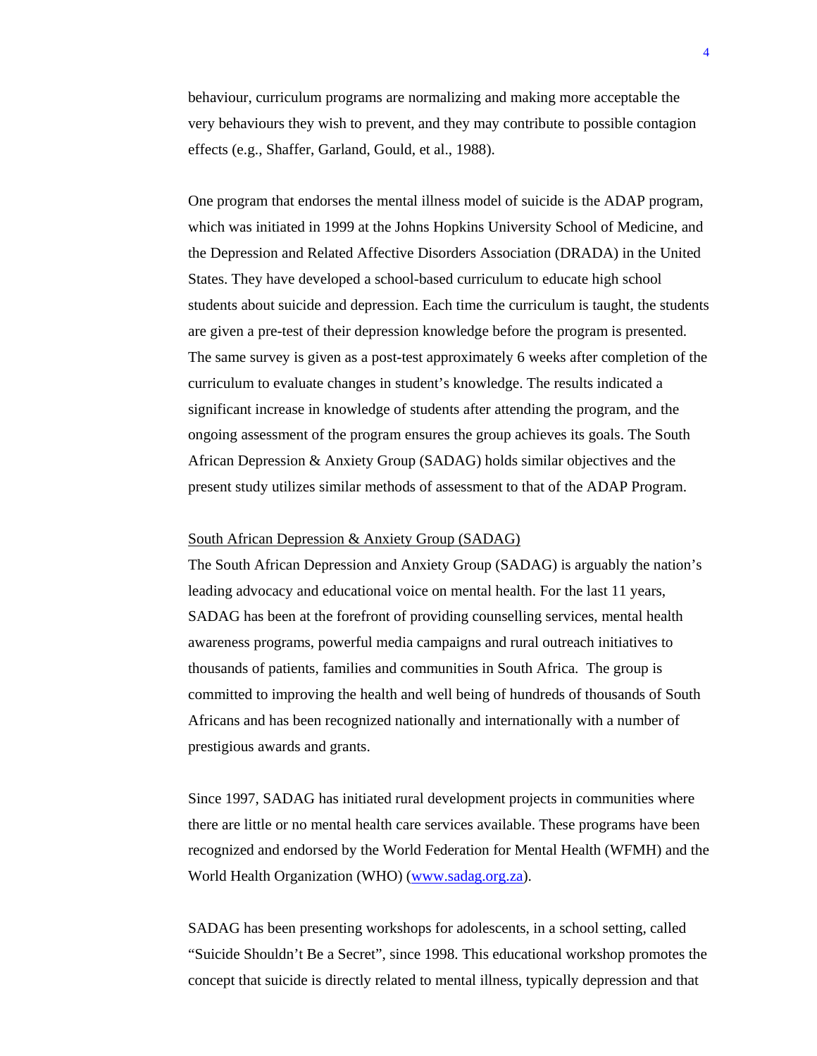behaviour, curriculum programs are normalizing and making more acceptable the very behaviours they wish to prevent, and they may contribute to possible contagion effects (e.g., Shaffer, Garland, Gould, et al., 1988).

One program that endorses the mental illness model of suicide is the ADAP program, which was initiated in 1999 at the Johns Hopkins University School of Medicine, and the Depression and Related Affective Disorders Association (DRADA) in the United States. They have developed a school-based curriculum to educate high school students about suicide and depression. Each time the curriculum is taught, the students are given a pre-test of their depression knowledge before the program is presented. The same survey is given as a post-test approximately 6 weeks after completion of the curriculum to evaluate changes in student's knowledge. The results indicated a significant increase in knowledge of students after attending the program, and the ongoing assessment of the program ensures the group achieves its goals. The South African Depression & Anxiety Group (SADAG) holds similar objectives and the present study utilizes similar methods of assessment to that of the ADAP Program.

South African Depression & Anxiety Group (SADAG)

The South African Depression and Anxiety Group (SADAG) is arguably the nation's leading advocacy and educational voice on mental health. For the last 11 years, SADAG has been at the forefront of providing counselling services, mental health awareness programs, powerful media campaigns and rural outreach initiatives to thousands of patients, families and communities in South Africa. The group is committed to improving the health and well being of hundreds of thousands of South Africans and has been recognized nationally and internationally with a number of prestigious awards and grants.

Since 1997, SADAG has initiated rural development projects in communities where there are little or no mental health care services available. These programs have been recognized and endorsed by the World Federation for Mental Health (WFMH) and the World Health Organization (WHO) (www.sadag.org.za).

SADAG has been presenting workshops for adolescents, in a school setting, called "Suicide Shouldn't Be a Secret", since 1998. This educational workshop promotes the concept that suicide is directly related to mental illness, typically depression and that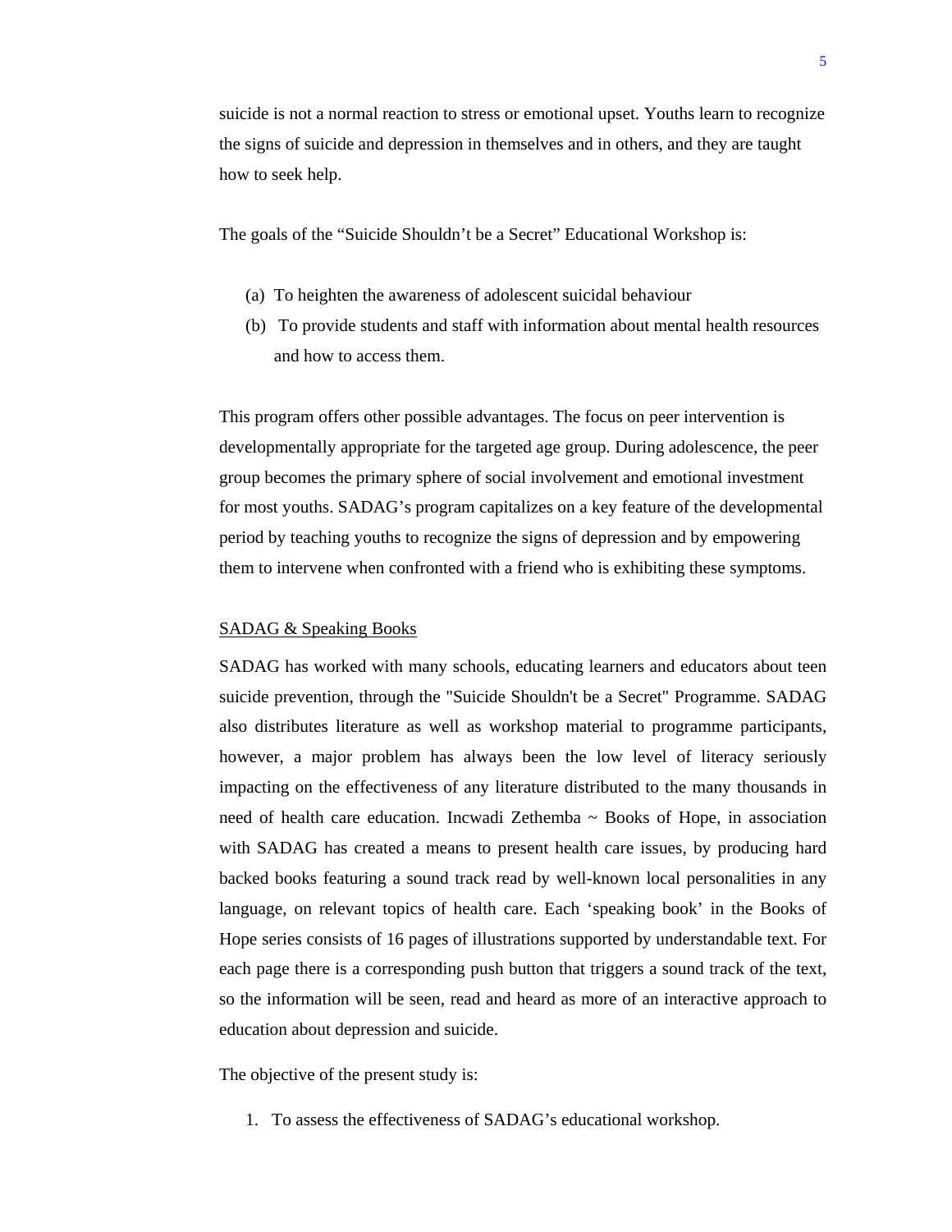suicide is not a normal reaction to stress or emotional upset. Youths learn to recognize the signs of suicide and depression in themselves and in others, and they are taught how to seek help.

The goals of the "Suicide Shouldn't be a Secret" Educational Workshop is:

(a) To heighten the awareness of adolescent suicidal behaviour
(b) To provide students and staff with information about mental health resources and how to access them.

This program offers other possible advantages. The focus on peer intervention is developmentally appropriate for the targeted age group. During adolescence, the peer group becomes the primary sphere of social involvement and emotional investment for most youths. SADAG's program capitalizes on a key feature of the developmental period by teaching youths to recognize the signs of depression and by empowering them to intervene when confronted with a friend who is exhibiting these symptoms.

<u>SADAG & Speaking Books</u>

SADAG has worked with many schools, educating learners and educators about teen suicide prevention, through the "Suicide Shouldn't be a Secret" Programme. SADAG also distributes literature as well as workshop material to programme participants, however, a major problem has always been the low level of literacy seriously impacting on the effectiveness of any literature distributed to the many thousands in need of health care education. Incwadi Zethemba ~ Books of Hope, in association with SADAG has created a means to present health care issues, by producing hard backed books featuring a sound track read by well-known local personalities in any language, on relevant topics of health care. Each 'speaking book' in the Books of Hope series consists of 16 pages of illustrations supported by understandable text. For each page there is a corresponding push button that triggers a sound track of the text, so the information will be seen, read and heard as more of an interactive approach to education about depression and suicide.

The objective of the present study is:

1. To assess the effectiveness of SADAG's educational workshop.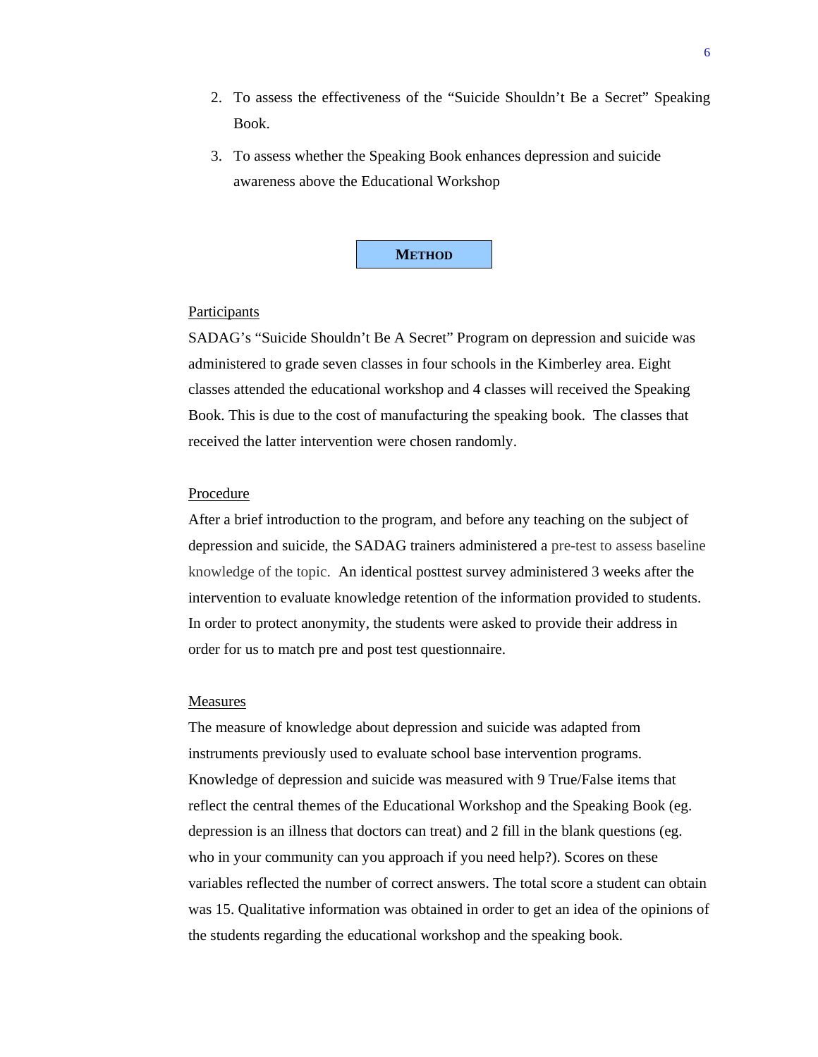2. To assess the effectiveness of the "Suicide Shouldn't Be a Secret" Speaking Book.
3. To assess whether the Speaking Book enhances depression and suicide awareness above the Educational Workshop

## METHOD

Participants

SADAG's "Suicide Shouldn't Be A Secret" Program on depression and suicide was administered to grade seven classes in four schools in the Kimberley area. Eight classes attended the educational workshop and 4 classes will received the Speaking Book. This is due to the cost of manufacturing the speaking book. The classes that received the latter intervention were chosen randomly.

Procedure

After a brief introduction to the program, and before any teaching on the subject of depression and suicide, the SADAG trainers administered a pre-test to assess baseline knowledge of the topic. An identical posttest survey administered 3 weeks after the intervention to evaluate knowledge retention of the information provided to students. In order to protect anonymity, the students were asked to provide their address in order for us to match pre and post test questionnaire.

Measures

The measure of knowledge about depression and suicide was adapted from instruments previously used to evaluate school base intervention programs. Knowledge of depression and suicide was measured with 9 True/False items that reflect the central themes of the Educational Workshop and the Speaking Book (eg. depression is an illness that doctors can treat) and 2 fill in the blank questions (eg. who in your community can you approach if you need help?). Scores on these variables reflected the number of correct answers. The total score a student can obtain was 15. Qualitative information was obtained in order to get an idea of the opinions of the students regarding the educational workshop and the speaking book.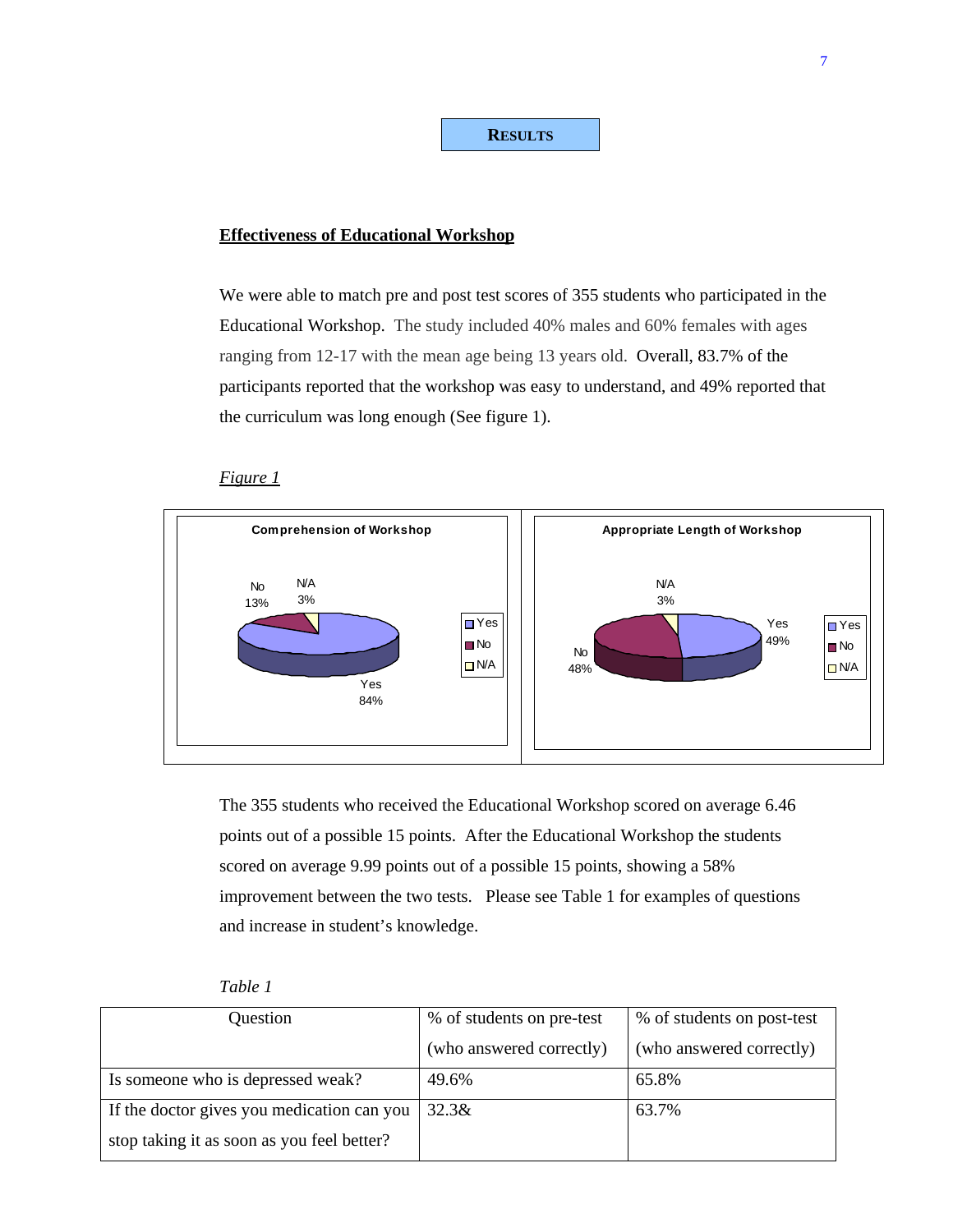# RESULTS

**Effectiveness of Educational Workshop**

We were able to match pre and post test scores of 355 students who participated in the Educational Workshop. The study included 40% males and 60% females with ages ranging from 12-17 with the mean age being 13 years old. Overall, 83.7% of the participants reported that the workshop was easy to understand, and 49% reported that the curriculum was long enough (See figure 1).

*Figure 1*

**Comprehension of Workshop**

- Yes 84%
- No 13%
- N/A 3%

**Appropriate Length of Workshop**

- Yes 49%
- No 48%
- N/A 3%

The 355 students who received the Educational Workshop scored on average 6.46 points out of a possible 15 points. After the Educational Workshop the students scored on average 9.99 points out of a possible 15 points, showing a 58% improvement between the two tests. Please see Table 1 for examples of questions and increase in student's knowledge.

*Table 1*

| Question | % of students on pre-test (who answered correctly) | % of students on post-test (who answered correctly) |
|---|---|---|
| Is someone who is depressed weak? | 49.6% | 65.8% |
| If the doctor gives you medication can you stop taking it as soon as you feel better? | 32.3& | 63.7% |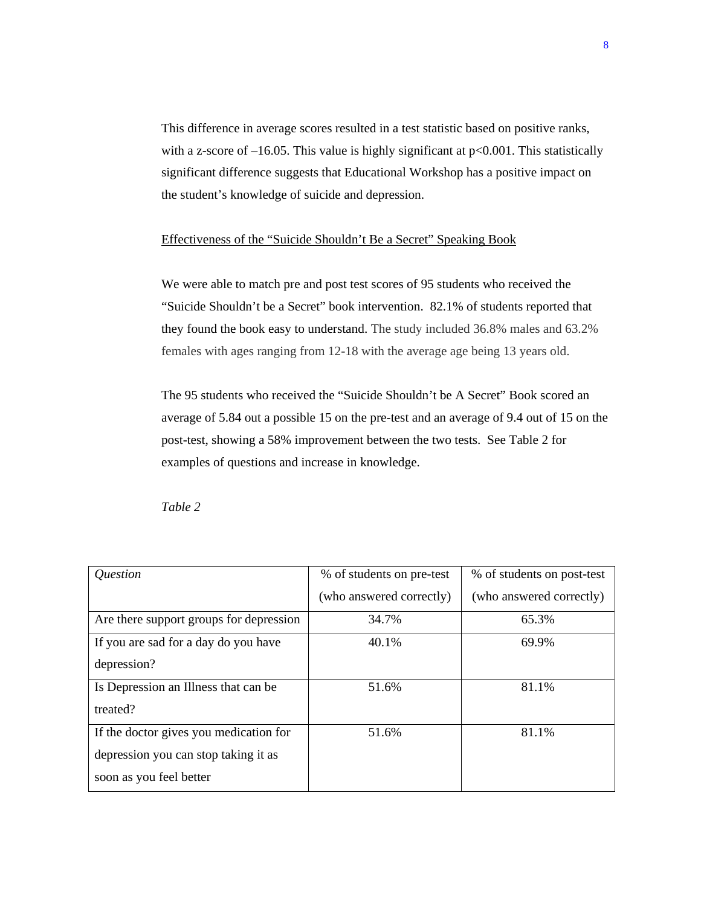This difference in average scores resulted in a test statistic based on positive ranks, with a z-score of –16.05. This value is highly significant at $p<0.001$. This statistically significant difference suggests that Educational Workshop has a positive impact on the student's knowledge of suicide and depression.

Effectiveness of the "Suicide Shouldn't Be a Secret" Speaking Book

We were able to match pre and post test scores of 95 students who received the "Suicide Shouldn't be a Secret" book intervention. 82.1% of students reported that they found the book easy to understand. The study included 36.8% males and 63.2% females with ages ranging from 12-18 with the average age being 13 years old.

The 95 students who received the "Suicide Shouldn't be A Secret" Book scored an average of 5.84 out a possible 15 on the pre-test and an average of 9.4 out of 15 on the post-test, showing a 58% improvement between the two tests. See Table 2 for examples of questions and increase in knowledge.

*Table 2*

| *Question* | % of students on pre-test (who answered correctly) | % of students on post-test (who answered correctly) |
|---|---|---|
| Are there support groups for depression | 34.7% | 65.3% |
| If you are sad for a day do you have depression? | 40.1% | 69.9% |
| Is Depression an Illness that can be treated? | 51.6% | 81.1% |
| If the doctor gives you medication for depression you can stop taking it as soon as you feel better | 51.6% | 81.1% |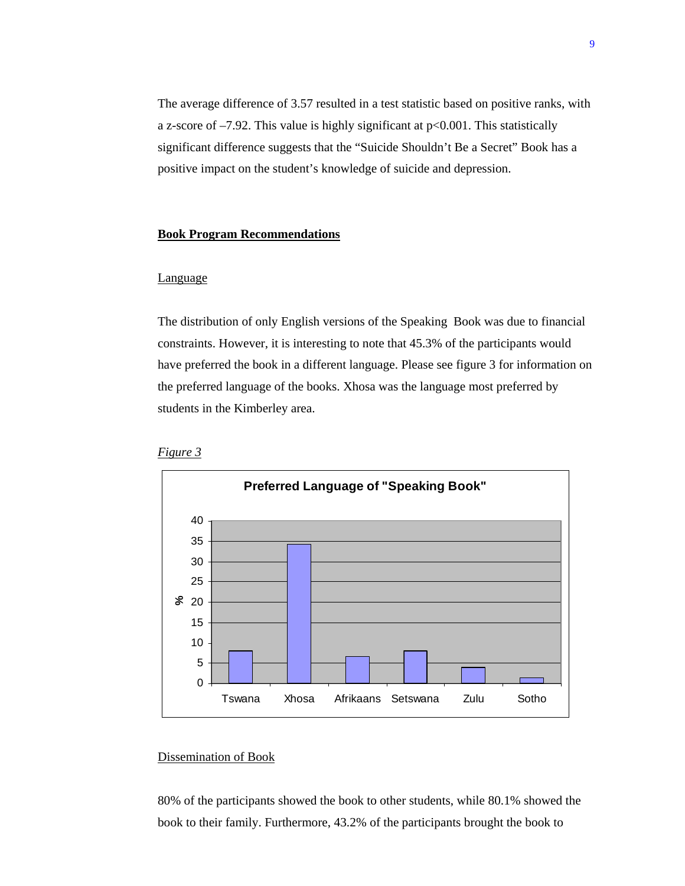The average difference of 3.57 resulted in a test statistic based on positive ranks, with a z-score of –7.92. This value is highly significant at $p<0.001$. This statistically significant difference suggests that the "Suicide Shouldn't Be a Secret" Book has a positive impact on the student's knowledge of suicide and depression.

## Book Program Recommendations

### Language

The distribution of only English versions of the Speaking Book was due to financial constraints. However, it is interesting to note that 45.3% of the participants would have preferred the book in a different language. Please see figure 3 for information on the preferred language of the books. Xhosa was the language most preferred by students in the Kimberley area.

*Figure 3*

**Preferred Language of "Speaking Book"**

### Dissemination of Book

80% of the participants showed the book to other students, while 80.1% showed the book to their family. Furthermore, 43.2% of the participants brought the book to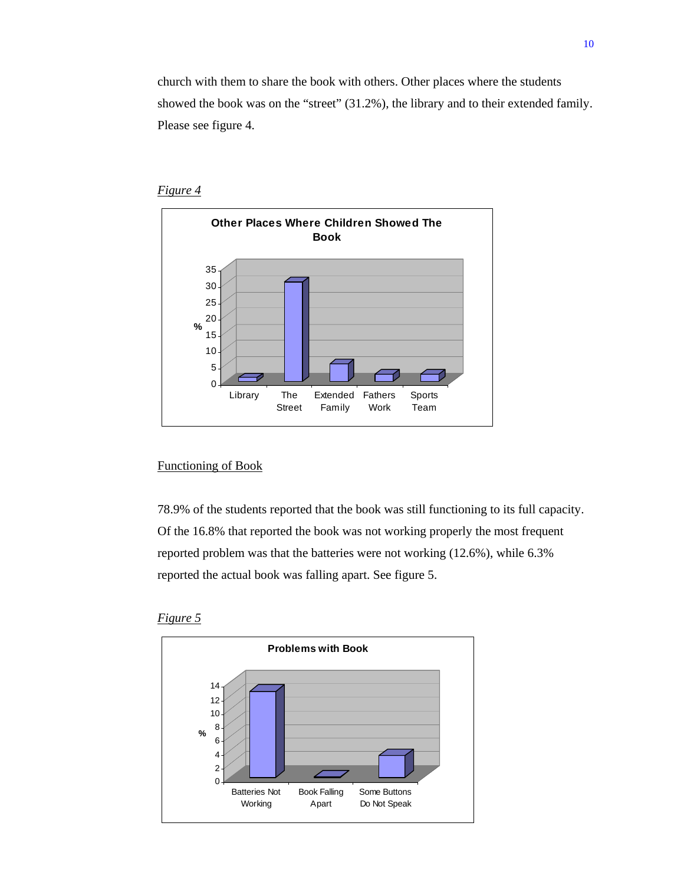church with them to share the book with others. Other places where the students showed the book was on the "street" (31.2%), the library and to their extended family. Please see figure 4.

*Figure 4*

Other Places Where Children Showed The Book

Functioning of Book

78.9% of the students reported that the book was still functioning to its full capacity. Of the 16.8% that reported the book was not working properly the most frequent reported problem was that the batteries were not working (12.6%), while 6.3% reported the actual book was falling apart. See figure 5.

*Figure 5*

Problems with Book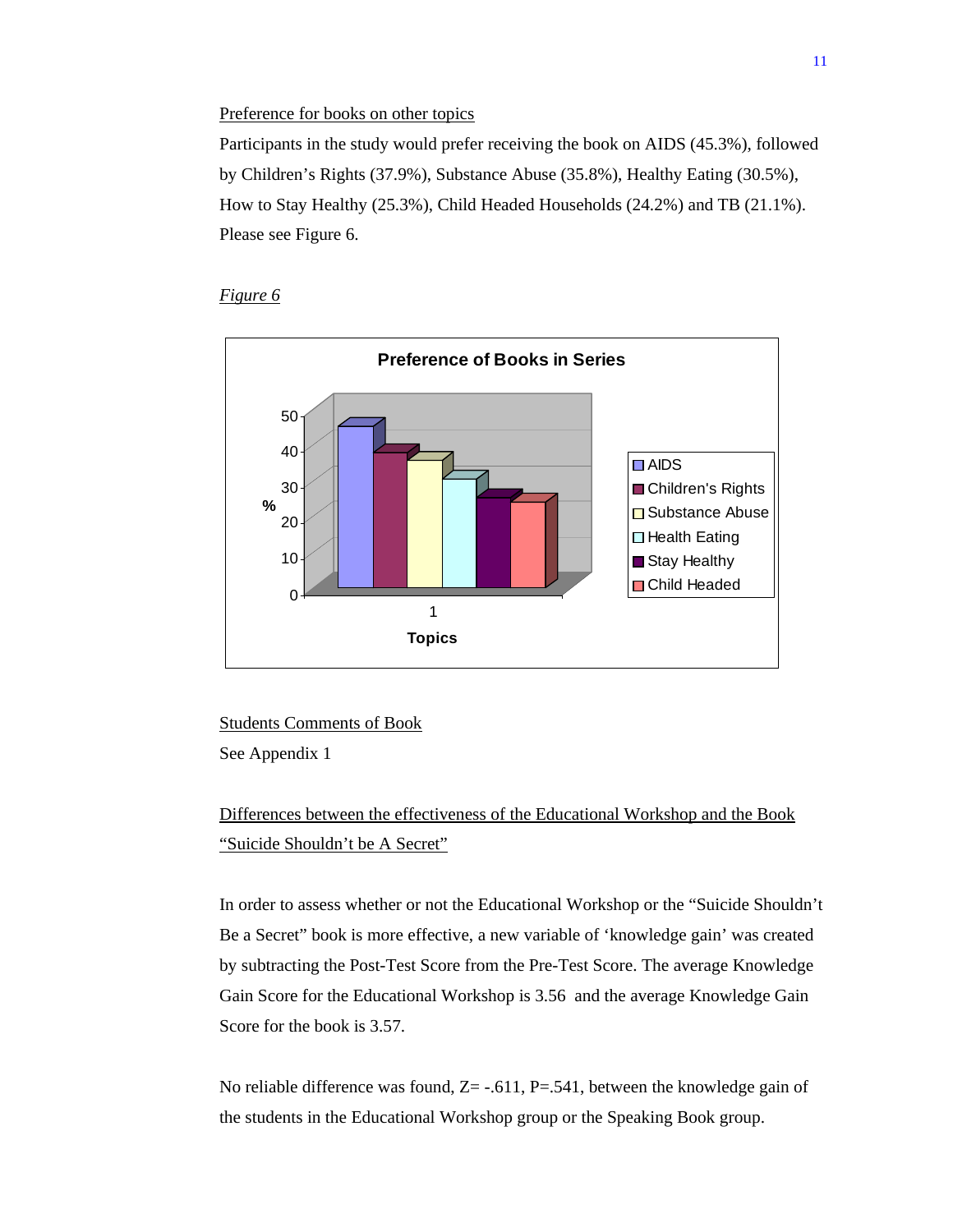Preference for books on other topics

Participants in the study would prefer receiving the book on AIDS (45.3%), followed by Children's Rights (37.9%), Substance Abuse (35.8%), Healthy Eating (30.5%), How to Stay Healthy (25.3%), Child Headed Households (24.2%) and TB (21.1%). Please see Figure 6.

*Figure 6*

Students Comments of Book

See Appendix 1

Differences between the effectiveness of the Educational Workshop and the Book "Suicide Shouldn't be A Secret"

In order to assess whether or not the Educational Workshop or the "Suicide Shouldn't Be a Secret" book is more effective, a new variable of 'knowledge gain' was created by subtracting the Post-Test Score from the Pre-Test Score. The average Knowledge Gain Score for the Educational Workshop is 3.56 and the average Knowledge Gain Score for the book is 3.57.

No reliable difference was found, $Z= -.611$, $P=.541$, between the knowledge gain of the students in the Educational Workshop group or the Speaking Book group.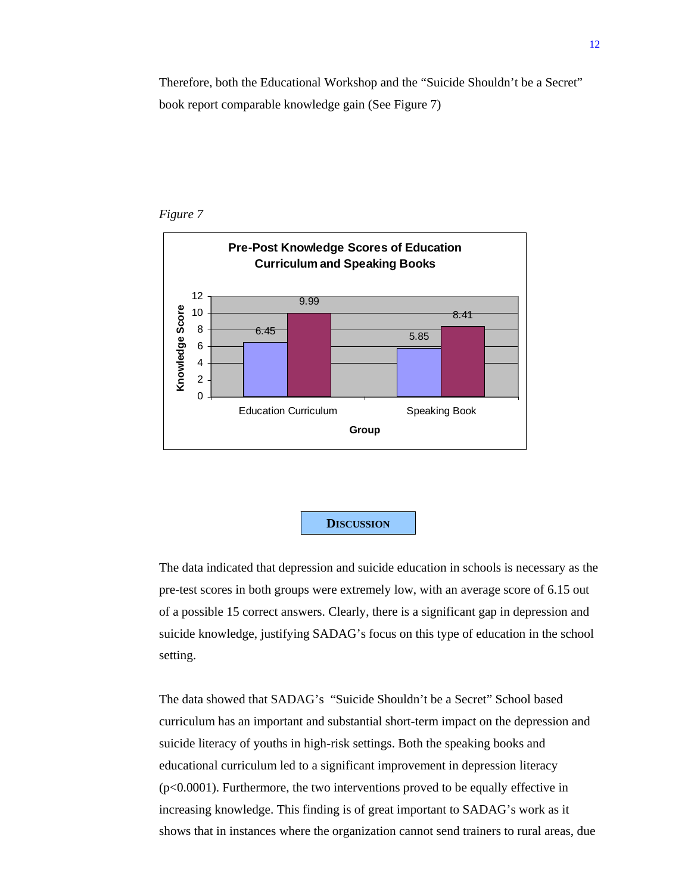Therefore, both the Educational Workshop and the "Suicide Shouldn't be a Secret" book report comparable knowledge gain (See Figure 7)

*Figure 7*

**Pre-Post Knowledge Scores of Education Curriculum and Speaking Books**

| Group | Pre | Post |
|---|---|---|
| Education Curriculum | 6.45 | 9.99 |
| Speaking Book | 5.85 | 8.41 |

## DISCUSSION

The data indicated that depression and suicide education in schools is necessary as the pre-test scores in both groups were extremely low, with an average score of 6.15 out of a possible 15 correct answers. Clearly, there is a significant gap in depression and suicide knowledge, justifying SADAG's focus on this type of education in the school setting.

The data showed that SADAG's "Suicide Shouldn't be a Secret" School based curriculum has an important and substantial short-term impact on the depression and suicide literacy of youths in high-risk settings. Both the speaking books and educational curriculum led to a significant improvement in depression literacy ($p<0.0001$). Furthermore, the two interventions proved to be equally effective in increasing knowledge. This finding is of great important to SADAG's work as it shows that in instances where the organization cannot send trainers to rural areas, due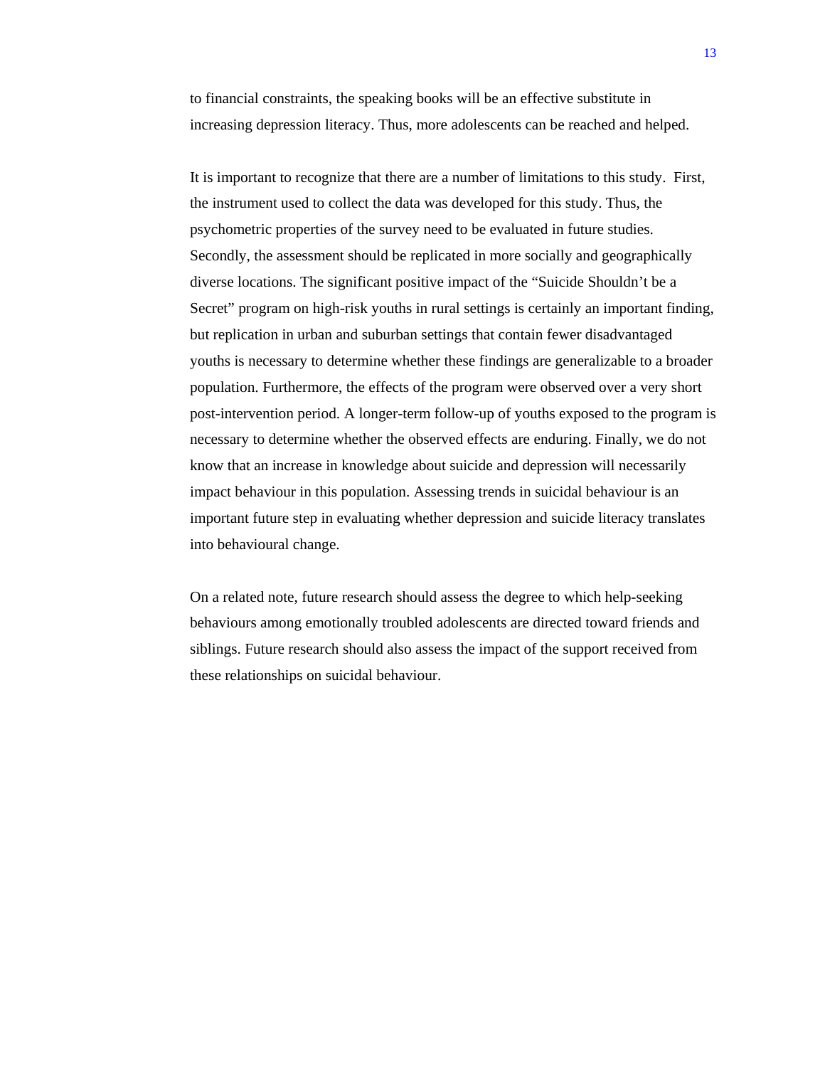to financial constraints, the speaking books will be an effective substitute in increasing depression literacy. Thus, more adolescents can be reached and helped.

It is important to recognize that there are a number of limitations to this study. First, the instrument used to collect the data was developed for this study. Thus, the psychometric properties of the survey need to be evaluated in future studies. Secondly, the assessment should be replicated in more socially and geographically diverse locations. The significant positive impact of the "Suicide Shouldn't be a Secret" program on high-risk youths in rural settings is certainly an important finding, but replication in urban and suburban settings that contain fewer disadvantaged youths is necessary to determine whether these findings are generalizable to a broader population. Furthermore, the effects of the program were observed over a very short post-intervention period. A longer-term follow-up of youths exposed to the program is necessary to determine whether the observed effects are enduring. Finally, we do not know that an increase in knowledge about suicide and depression will necessarily impact behaviour in this population. Assessing trends in suicidal behaviour is an important future step in evaluating whether depression and suicide literacy translates into behavioural change.

On a related note, future research should assess the degree to which help-seeking behaviours among emotionally troubled adolescents are directed toward friends and siblings. Future research should also assess the impact of the support received from these relationships on suicidal behaviour.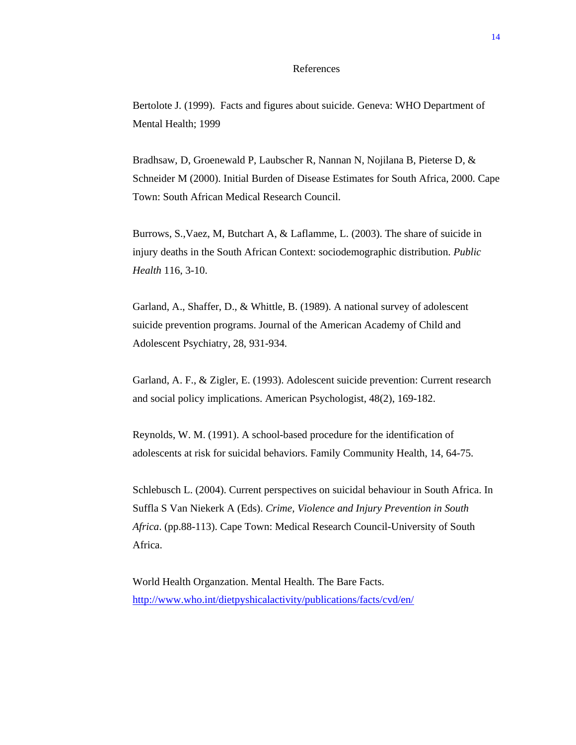# References

Bertolote J. (1999). Facts and figures about suicide. Geneva: WHO Department of Mental Health; 1999

Bradhsaw, D, Groenewald P, Laubscher R, Nannan N, Nojilana B, Pieterse D, & Schneider M (2000). Initial Burden of Disease Estimates for South Africa, 2000. Cape Town: South African Medical Research Council.

Burrows, S.,Vaez, M, Butchart A, & Laflamme, L. (2003). The share of suicide in injury deaths in the South African Context: sociodemographic distribution. *Public Health* 116, 3-10.

Garland, A., Shaffer, D., & Whittle, B. (1989). A national survey of adolescent suicide prevention programs. Journal of the American Academy of Child and Adolescent Psychiatry, 28, 931-934.

Garland, A. F., & Zigler, E. (1993). Adolescent suicide prevention: Current research and social policy implications. American Psychologist, 48(2), 169-182.

Reynolds, W. M. (1991). A school-based procedure for the identification of adolescents at risk for suicidal behaviors. Family Community Health, 14, 64-75.

Schlebusch L. (2004). Current perspectives on suicidal behaviour in South Africa. In Suffla S Van Niekerk A (Eds). *Crime, Violence and Injury Prevention in South Africa*. (pp.88-113). Cape Town: Medical Research Council-University of South Africa.

World Health Organzation. Mental Health. The Bare Facts. http://www.who.int/dietpyshicalactivity/publications/facts/cvd/en/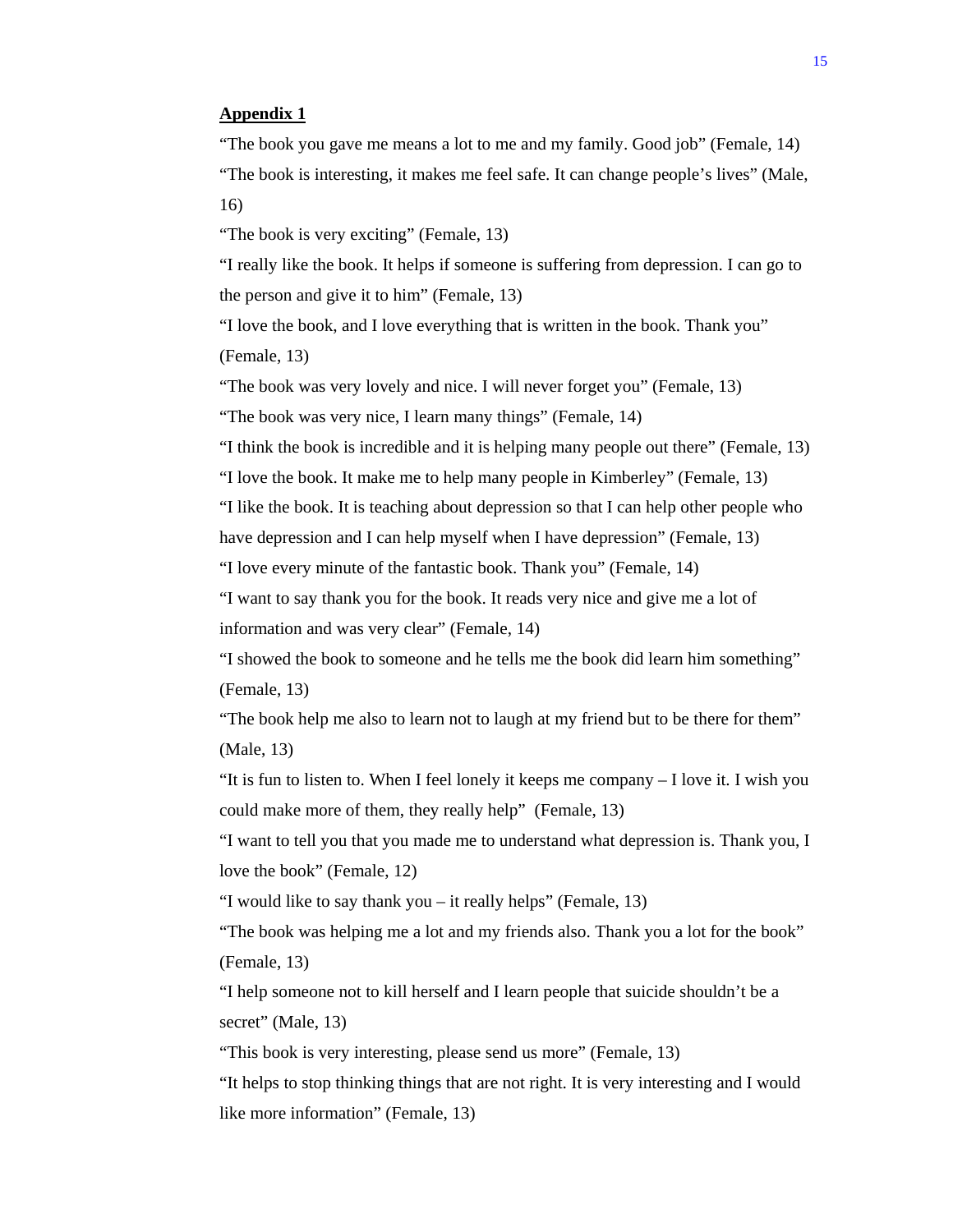**Appendix 1**

"The book you gave me means a lot to me and my family. Good job" (Female, 14)

"The book is interesting, it makes me feel safe. It can change people's lives" (Male, 16)

"The book is very exciting" (Female, 13)

"I really like the book. It helps if someone is suffering from depression. I can go to the person and give it to him" (Female, 13)

"I love the book, and I love everything that is written in the book. Thank you" (Female, 13)

"The book was very lovely and nice. I will never forget you" (Female, 13)

"The book was very nice, I learn many things" (Female, 14)

"I think the book is incredible and it is helping many people out there" (Female, 13)

"I love the book. It make me to help many people in Kimberley" (Female, 13)

"I like the book. It is teaching about depression so that I can help other people who have depression and I can help myself when I have depression" (Female, 13)

"I love every minute of the fantastic book. Thank you" (Female, 14)

"I want to say thank you for the book. It reads very nice and give me a lot of information and was very clear" (Female, 14)

"I showed the book to someone and he tells me the book did learn him something" (Female, 13)

"The book help me also to learn not to laugh at my friend but to be there for them" (Male, 13)

"It is fun to listen to. When I feel lonely it keeps me company – I love it. I wish you could make more of them, they really help" (Female, 13)

"I want to tell you that you made me to understand what depression is. Thank you, I love the book" (Female, 12)

"I would like to say thank you – it really helps" (Female, 13)

"The book was helping me a lot and my friends also. Thank you a lot for the book" (Female, 13)

"I help someone not to kill herself and I learn people that suicide shouldn't be a secret" (Male, 13)

"This book is very interesting, please send us more" (Female, 13)

"It helps to stop thinking things that are not right. It is very interesting and I would like more information" (Female, 13)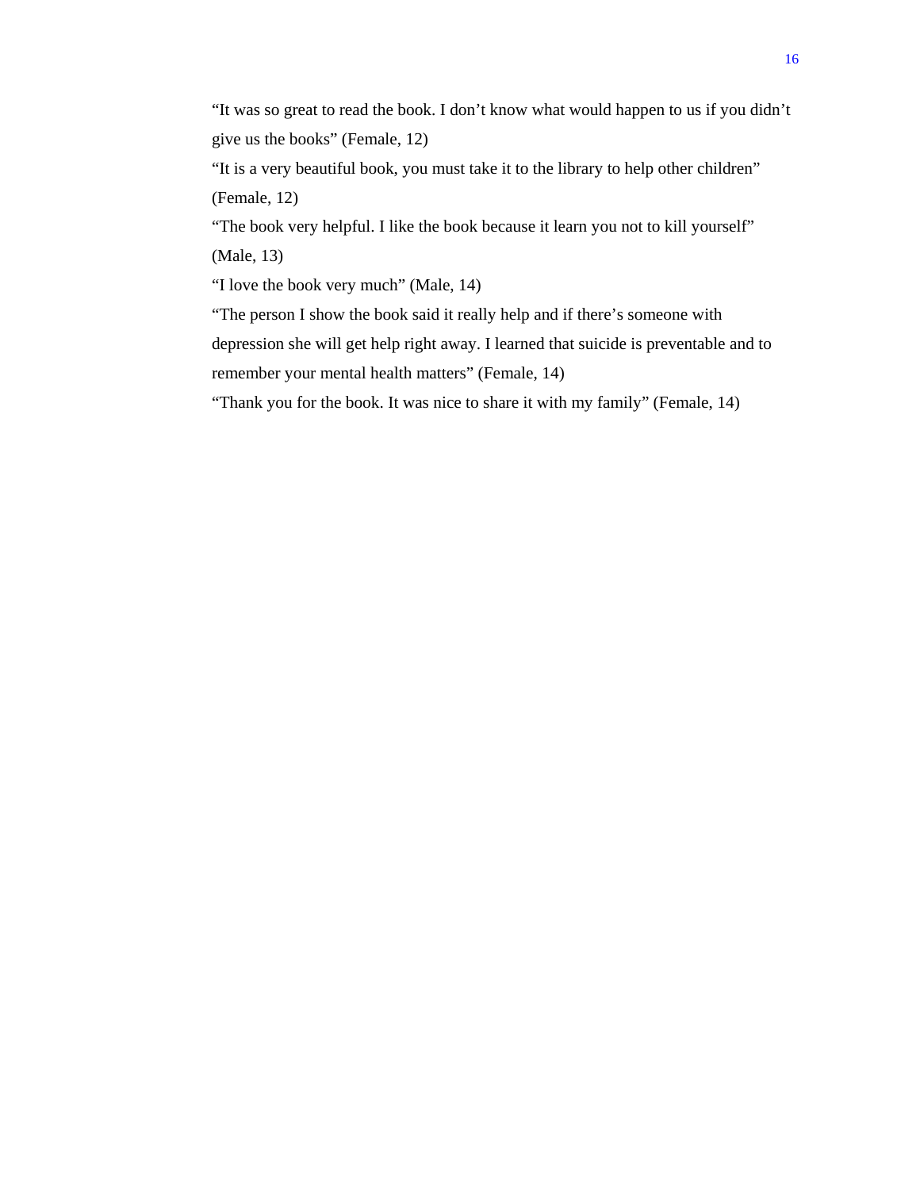"It was so great to read the book. I don't know what would happen to us if you didn't give us the books" (Female, 12)

"It is a very beautiful book, you must take it to the library to help other children" (Female, 12)

"The book very helpful. I like the book because it learn you not to kill yourself" (Male, 13)

"I love the book very much" (Male, 14)

"The person I show the book said it really help and if there's someone with depression she will get help right away. I learned that suicide is preventable and to remember your mental health matters" (Female, 14)

"Thank you for the book. It was nice to share it with my family" (Female, 14)